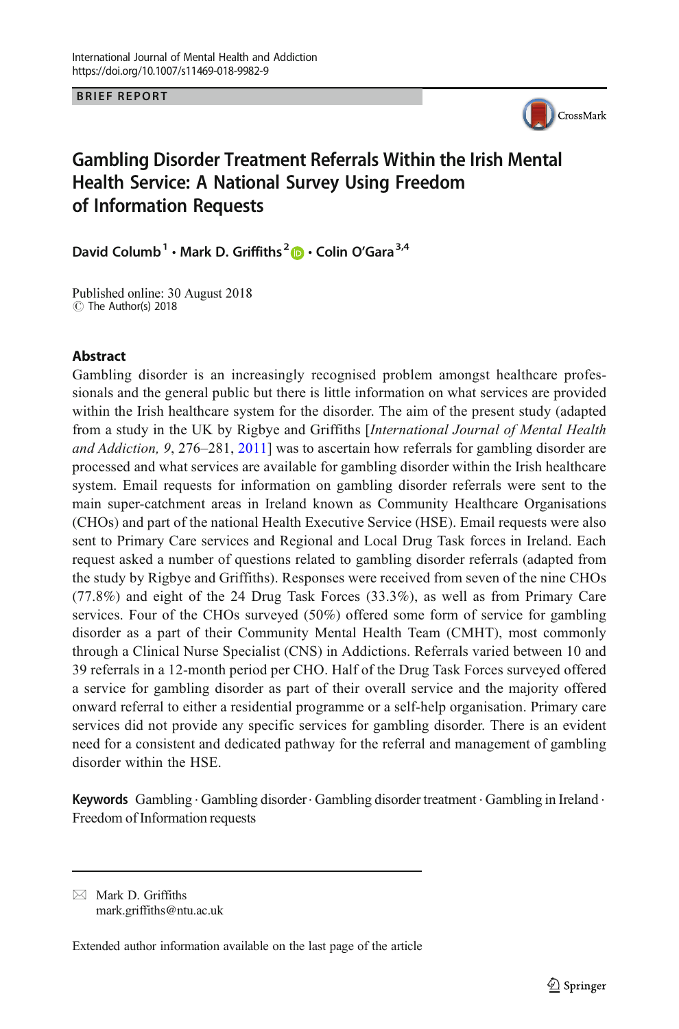International Journal of Mental Health and Addiction
https://doi.org/10.1007/s11469-018-9982-9

BRIEF REPORT

# Gambling Disorder Treatment Referrals Within the Irish Mental Health Service: A National Survey Using Freedom of Information Requests

**David Columb**[1] **· Mark D. Griffiths**[2] **· Colin O'Gara**[3,4]

Published online: 30 August 2018
© The Author(s) 2018

## Abstract

Gambling disorder is an increasingly recognised problem amongst healthcare professionals and the general public but there is little information on what services are provided within the Irish healthcare system for the disorder. The aim of the present study (adapted from a study in the UK by Rigbye and Griffiths [*International Journal of Mental Health and Addiction, 9*, 276–281, 2011] was to ascertain how referrals for gambling disorder are processed and what services are available for gambling disorder within the Irish healthcare system. Email requests for information on gambling disorder referrals were sent to the main super-catchment areas in Ireland known as Community Healthcare Organisations (CHOs) and part of the national Health Executive Service (HSE). Email requests were also sent to Primary Care services and Regional and Local Drug Task forces in Ireland. Each request asked a number of questions related to gambling disorder referrals (adapted from the study by Rigbye and Griffiths). Responses were received from seven of the nine CHOs (77.8%) and eight of the 24 Drug Task Forces (33.3%), as well as from Primary Care services. Four of the CHOs surveyed (50%) offered some form of service for gambling disorder as a part of their Community Mental Health Team (CMHT), most commonly through a Clinical Nurse Specialist (CNS) in Addictions. Referrals varied between 10 and 39 referrals in a 12-month period per CHO. Half of the Drug Task Forces surveyed offered a service for gambling disorder as part of their overall service and the majority offered onward referral to either a residential programme or a self-help organisation. Primary care services did not provide any specific services for gambling disorder. There is an evident need for a consistent and dedicated pathway for the referral and management of gambling disorder within the HSE.

**Keywords** Gambling · Gambling disorder · Gambling disorder treatment · Gambling in Ireland · Freedom of Information requests

---

✉ Mark D. Griffiths
mark.griffiths@ntu.ac.uk

Extended author information available on the last page of the article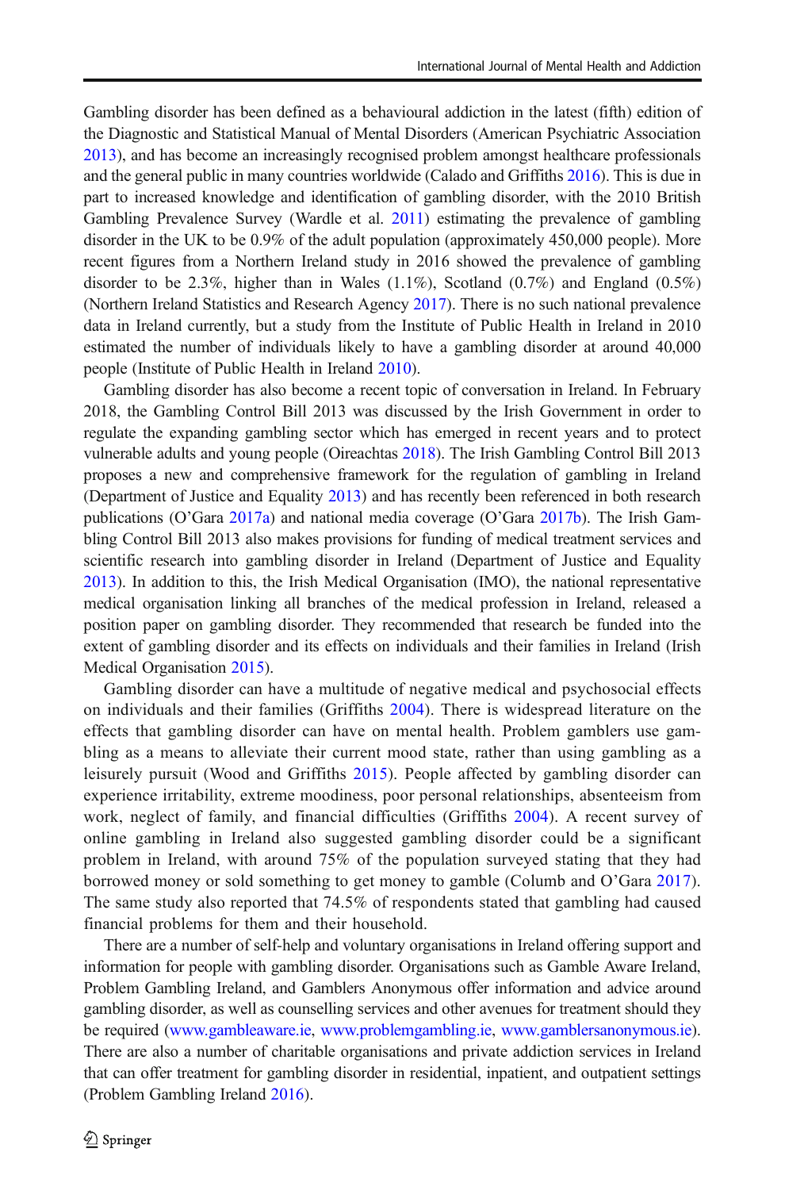Gambling disorder has been defined as a behavioural addiction in the latest (fifth) edition of the Diagnostic and Statistical Manual of Mental Disorders (American Psychiatric Association 2013), and has become an increasingly recognised problem amongst healthcare professionals and the general public in many countries worldwide (Calado and Griffiths 2016). This is due in part to increased knowledge and identification of gambling disorder, with the 2010 British Gambling Prevalence Survey (Wardle et al. 2011) estimating the prevalence of gambling disorder in the UK to be 0.9% of the adult population (approximately 450,000 people). More recent figures from a Northern Ireland study in 2016 showed the prevalence of gambling disorder to be 2.3%, higher than in Wales (1.1%), Scotland (0.7%) and England (0.5%) (Northern Ireland Statistics and Research Agency 2017). There is no such national prevalence data in Ireland currently, but a study from the Institute of Public Health in Ireland in 2010 estimated the number of individuals likely to have a gambling disorder at around 40,000 people (Institute of Public Health in Ireland 2010).

Gambling disorder has also become a recent topic of conversation in Ireland. In February 2018, the Gambling Control Bill 2013 was discussed by the Irish Government in order to regulate the expanding gambling sector which has emerged in recent years and to protect vulnerable adults and young people (Oireachtas 2018). The Irish Gambling Control Bill 2013 proposes a new and comprehensive framework for the regulation of gambling in Ireland (Department of Justice and Equality 2013) and has recently been referenced in both research publications (O'Gara 2017a) and national media coverage (O'Gara 2017b). The Irish Gambling Control Bill 2013 also makes provisions for funding of medical treatment services and scientific research into gambling disorder in Ireland (Department of Justice and Equality 2013). In addition to this, the Irish Medical Organisation (IMO), the national representative medical organisation linking all branches of the medical profession in Ireland, released a position paper on gambling disorder. They recommended that research be funded into the extent of gambling disorder and its effects on individuals and their families in Ireland (Irish Medical Organisation 2015).

Gambling disorder can have a multitude of negative medical and psychosocial effects on individuals and their families (Griffiths 2004). There is widespread literature on the effects that gambling disorder can have on mental health. Problem gamblers use gambling as a means to alleviate their current mood state, rather than using gambling as a leisurely pursuit (Wood and Griffiths 2015). People affected by gambling disorder can experience irritability, extreme moodiness, poor personal relationships, absenteeism from work, neglect of family, and financial difficulties (Griffiths 2004). A recent survey of online gambling in Ireland also suggested gambling disorder could be a significant problem in Ireland, with around 75% of the population surveyed stating that they had borrowed money or sold something to get money to gamble (Columb and O'Gara 2017). The same study also reported that 74.5% of respondents stated that gambling had caused financial problems for them and their household.

There are a number of self-help and voluntary organisations in Ireland offering support and information for people with gambling disorder. Organisations such as Gamble Aware Ireland, Problem Gambling Ireland, and Gamblers Anonymous offer information and advice around gambling disorder, as well as counselling services and other avenues for treatment should they be required (www.gambleaware.ie, www.problemgambling.ie, www.gamblersanonymous.ie). There are also a number of charitable organisations and private addiction services in Ireland that can offer treatment for gambling disorder in residential, inpatient, and outpatient settings (Problem Gambling Ireland 2016).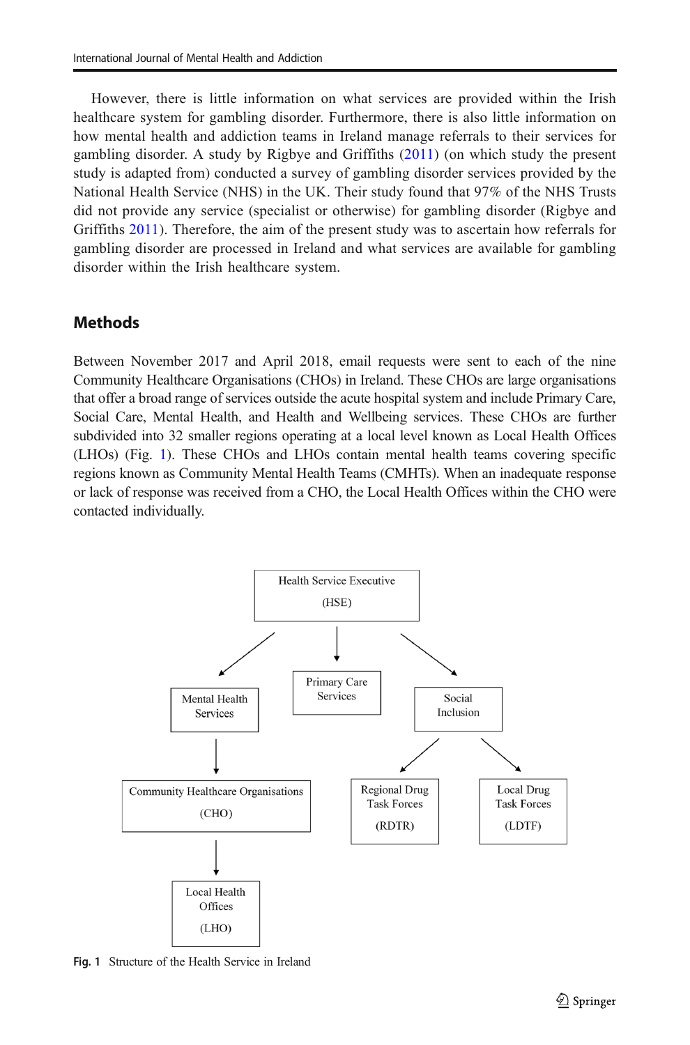However, there is little information on what services are provided within the Irish healthcare system for gambling disorder. Furthermore, there is also little information on how mental health and addiction teams in Ireland manage referrals to their services for gambling disorder. A study by Rigbye and Griffiths (2011) (on which study the present study is adapted from) conducted a survey of gambling disorder services provided by the National Health Service (NHS) in the UK. Their study found that 97% of the NHS Trusts did not provide any service (specialist or otherwise) for gambling disorder (Rigbye and Griffiths 2011). Therefore, the aim of the present study was to ascertain how referrals for gambling disorder are processed in Ireland and what services are available for gambling disorder within the Irish healthcare system.

## Methods

Between November 2017 and April 2018, email requests were sent to each of the nine Community Healthcare Organisations (CHOs) in Ireland. These CHOs are large organisations that offer a broad range of services outside the acute hospital system and include Primary Care, Social Care, Mental Health, and Health and Wellbeing services. These CHOs are further subdivided into 32 smaller regions operating at a local level known as Local Health Offices (LHOs) (Fig. 1). These CHOs and LHOs contain mental health teams covering specific regions known as Community Mental Health Teams (CMHTs). When an inadequate response or lack of response was received from a CHO, the Local Health Offices within the CHO were contacted individually.

Health Service Executive (HSE)

Mental Health Services | Primary Care Services | Social Inclusion

Community Healthcare Organisations (CHO) | Regional Drug Task Forces (RDTR) | Local Drug Task Forces (LDTF)

Local Health Offices (LHO)

**Fig. 1** Structure of the Health Service in Ireland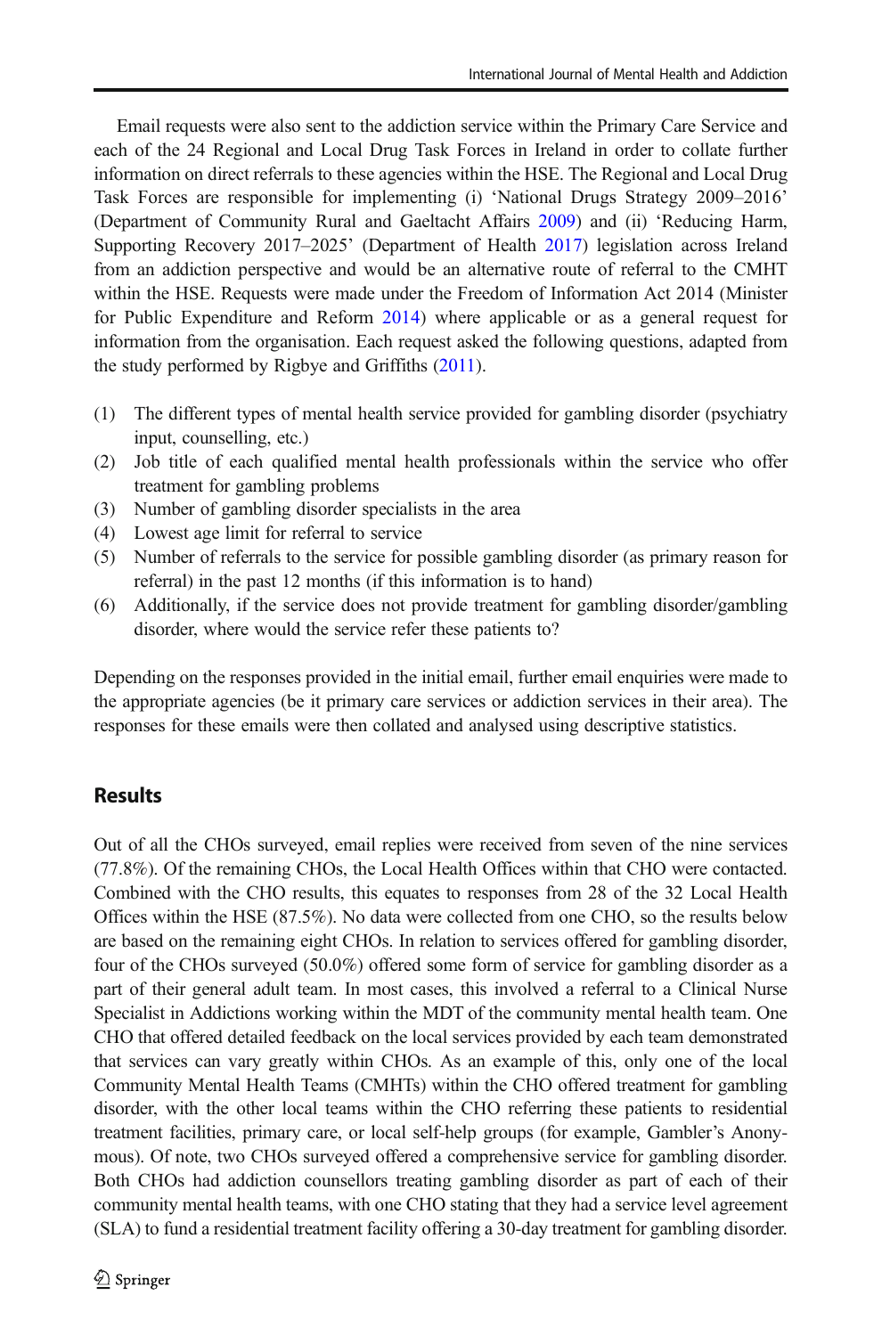Email requests were also sent to the addiction service within the Primary Care Service and each of the 24 Regional and Local Drug Task Forces in Ireland in order to collate further information on direct referrals to these agencies within the HSE. The Regional and Local Drug Task Forces are responsible for implementing (i) 'National Drugs Strategy 2009–2016' (Department of Community Rural and Gaeltacht Affairs 2009) and (ii) 'Reducing Harm, Supporting Recovery 2017–2025' (Department of Health 2017) legislation across Ireland from an addiction perspective and would be an alternative route of referral to the CMHT within the HSE. Requests were made under the Freedom of Information Act 2014 (Minister for Public Expenditure and Reform 2014) where applicable or as a general request for information from the organisation. Each request asked the following questions, adapted from the study performed by Rigbye and Griffiths (2011).

1. The different types of mental health service provided for gambling disorder (psychiatry input, counselling, etc.)
2. Job title of each qualified mental health professionals within the service who offer treatment for gambling problems
3. Number of gambling disorder specialists in the area
4. Lowest age limit for referral to service
5. Number of referrals to the service for possible gambling disorder (as primary reason for referral) in the past 12 months (if this information is to hand)
6. Additionally, if the service does not provide treatment for gambling disorder/gambling disorder, where would the service refer these patients to?

Depending on the responses provided in the initial email, further email enquiries were made to the appropriate agencies (be it primary care services or addiction services in their area). The responses for these emails were then collated and analysed using descriptive statistics.

## Results

Out of all the CHOs surveyed, email replies were received from seven of the nine services (77.8%). Of the remaining CHOs, the Local Health Offices within that CHO were contacted. Combined with the CHO results, this equates to responses from 28 of the 32 Local Health Offices within the HSE (87.5%). No data were collected from one CHO, so the results below are based on the remaining eight CHOs. In relation to services offered for gambling disorder, four of the CHOs surveyed (50.0%) offered some form of service for gambling disorder as a part of their general adult team. In most cases, this involved a referral to a Clinical Nurse Specialist in Addictions working within the MDT of the community mental health team. One CHO that offered detailed feedback on the local services provided by each team demonstrated that services can vary greatly within CHOs. As an example of this, only one of the local Community Mental Health Teams (CMHTs) within the CHO offered treatment for gambling disorder, with the other local teams within the CHO referring these patients to residential treatment facilities, primary care, or local self-help groups (for example, Gambler's Anonymous). Of note, two CHOs surveyed offered a comprehensive service for gambling disorder. Both CHOs had addiction counsellors treating gambling disorder as part of each of their community mental health teams, with one CHO stating that they had a service level agreement (SLA) to fund a residential treatment facility offering a 30-day treatment for gambling disorder.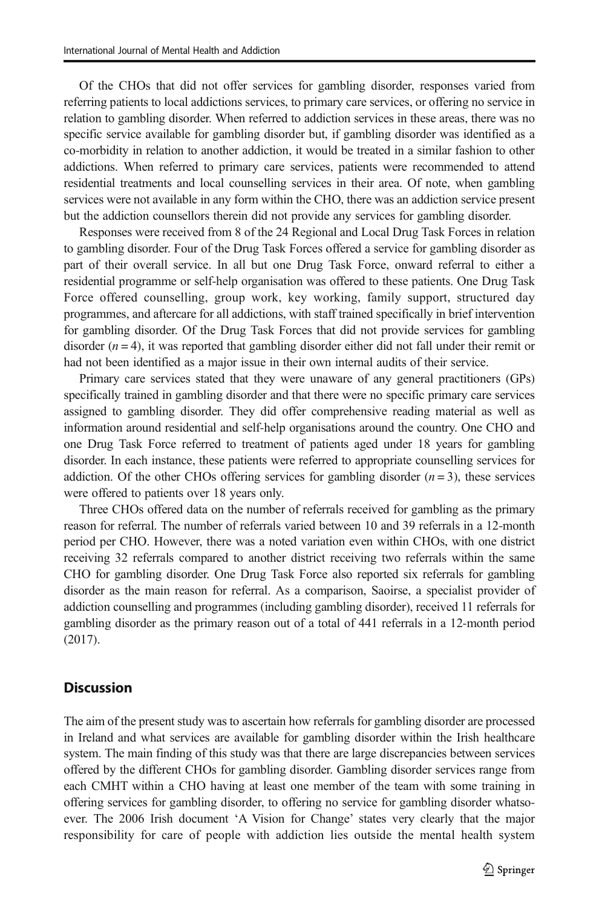Of the CHOs that did not offer services for gambling disorder, responses varied from referring patients to local addictions services, to primary care services, or offering no service in relation to gambling disorder. When referred to addiction services in these areas, there was no specific service available for gambling disorder but, if gambling disorder was identified as a co-morbidity in relation to another addiction, it would be treated in a similar fashion to other addictions. When referred to primary care services, patients were recommended to attend residential treatments and local counselling services in their area. Of note, when gambling services were not available in any form within the CHO, there was an addiction service present but the addiction counsellors therein did not provide any services for gambling disorder.

Responses were received from 8 of the 24 Regional and Local Drug Task Forces in relation to gambling disorder. Four of the Drug Task Forces offered a service for gambling disorder as part of their overall service. In all but one Drug Task Force, onward referral to either a residential programme or self-help organisation was offered to these patients. One Drug Task Force offered counselling, group work, key working, family support, structured day programmes, and aftercare for all addictions, with staff trained specifically in brief intervention for gambling disorder. Of the Drug Task Forces that did not provide services for gambling disorder ($n = 4$), it was reported that gambling disorder either did not fall under their remit or had not been identified as a major issue in their own internal audits of their service.

Primary care services stated that they were unaware of any general practitioners (GPs) specifically trained in gambling disorder and that there were no specific primary care services assigned to gambling disorder. They did offer comprehensive reading material as well as information around residential and self-help organisations around the country. One CHO and one Drug Task Force referred to treatment of patients aged under 18 years for gambling disorder. In each instance, these patients were referred to appropriate counselling services for addiction. Of the other CHOs offering services for gambling disorder ($n = 3$), these services were offered to patients over 18 years only.

Three CHOs offered data on the number of referrals received for gambling as the primary reason for referral. The number of referrals varied between 10 and 39 referrals in a 12-month period per CHO. However, there was a noted variation even within CHOs, with one district receiving 32 referrals compared to another district receiving two referrals within the same CHO for gambling disorder. One Drug Task Force also reported six referrals for gambling disorder as the main reason for referral. As a comparison, Saoirse, a specialist provider of addiction counselling and programmes (including gambling disorder), received 11 referrals for gambling disorder as the primary reason out of a total of 441 referrals in a 12-month period (2017).

## Discussion

The aim of the present study was to ascertain how referrals for gambling disorder are processed in Ireland and what services are available for gambling disorder within the Irish healthcare system. The main finding of this study was that there are large discrepancies between services offered by the different CHOs for gambling disorder. Gambling disorder services range from each CMHT within a CHO having at least one member of the team with some training in offering services for gambling disorder, to offering no service for gambling disorder whatsoever. The 2006 Irish document 'A Vision for Change' states very clearly that the major responsibility for care of people with addiction lies outside the mental health system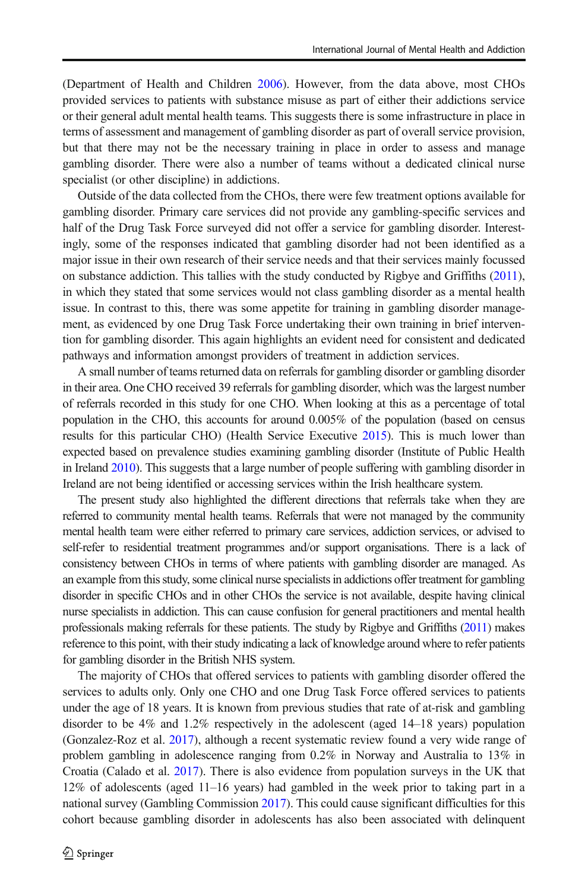(Department of Health and Children 2006). However, from the data above, most CHOs provided services to patients with substance misuse as part of either their addictions service or their general adult mental health teams. This suggests there is some infrastructure in place in terms of assessment and management of gambling disorder as part of overall service provision, but that there may not be the necessary training in place in order to assess and manage gambling disorder. There were also a number of teams without a dedicated clinical nurse specialist (or other discipline) in addictions.

Outside of the data collected from the CHOs, there were few treatment options available for gambling disorder. Primary care services did not provide any gambling-specific services and half of the Drug Task Force surveyed did not offer a service for gambling disorder. Interestingly, some of the responses indicated that gambling disorder had not been identified as a major issue in their own research of their service needs and that their services mainly focussed on substance addiction. This tallies with the study conducted by Rigbye and Griffiths (2011), in which they stated that some services would not class gambling disorder as a mental health issue. In contrast to this, there was some appetite for training in gambling disorder management, as evidenced by one Drug Task Force undertaking their own training in brief intervention for gambling disorder. This again highlights an evident need for consistent and dedicated pathways and information amongst providers of treatment in addiction services.

A small number of teams returned data on referrals for gambling disorder or gambling disorder in their area. One CHO received 39 referrals for gambling disorder, which was the largest number of referrals recorded in this study for one CHO. When looking at this as a percentage of total population in the CHO, this accounts for around 0.005% of the population (based on census results for this particular CHO) (Health Service Executive 2015). This is much lower than expected based on prevalence studies examining gambling disorder (Institute of Public Health in Ireland 2010). This suggests that a large number of people suffering with gambling disorder in Ireland are not being identified or accessing services within the Irish healthcare system.

The present study also highlighted the different directions that referrals take when they are referred to community mental health teams. Referrals that were not managed by the community mental health team were either referred to primary care services, addiction services, or advised to self-refer to residential treatment programmes and/or support organisations. There is a lack of consistency between CHOs in terms of where patients with gambling disorder are managed. As an example from this study, some clinical nurse specialists in addictions offer treatment for gambling disorder in specific CHOs and in other CHOs the service is not available, despite having clinical nurse specialists in addiction. This can cause confusion for general practitioners and mental health professionals making referrals for these patients. The study by Rigbye and Griffiths (2011) makes reference to this point, with their study indicating a lack of knowledge around where to refer patients for gambling disorder in the British NHS system.

The majority of CHOs that offered services to patients with gambling disorder offered the services to adults only. Only one CHO and one Drug Task Force offered services to patients under the age of 18 years. It is known from previous studies that rate of at-risk and gambling disorder to be 4% and 1.2% respectively in the adolescent (aged 14–18 years) population (Gonzalez-Roz et al. 2017), although a recent systematic review found a very wide range of problem gambling in adolescence ranging from 0.2% in Norway and Australia to 13% in Croatia (Calado et al. 2017). There is also evidence from population surveys in the UK that 12% of adolescents (aged 11–16 years) had gambled in the week prior to taking part in a national survey (Gambling Commission 2017). This could cause significant difficulties for this cohort because gambling disorder in adolescents has also been associated with delinquent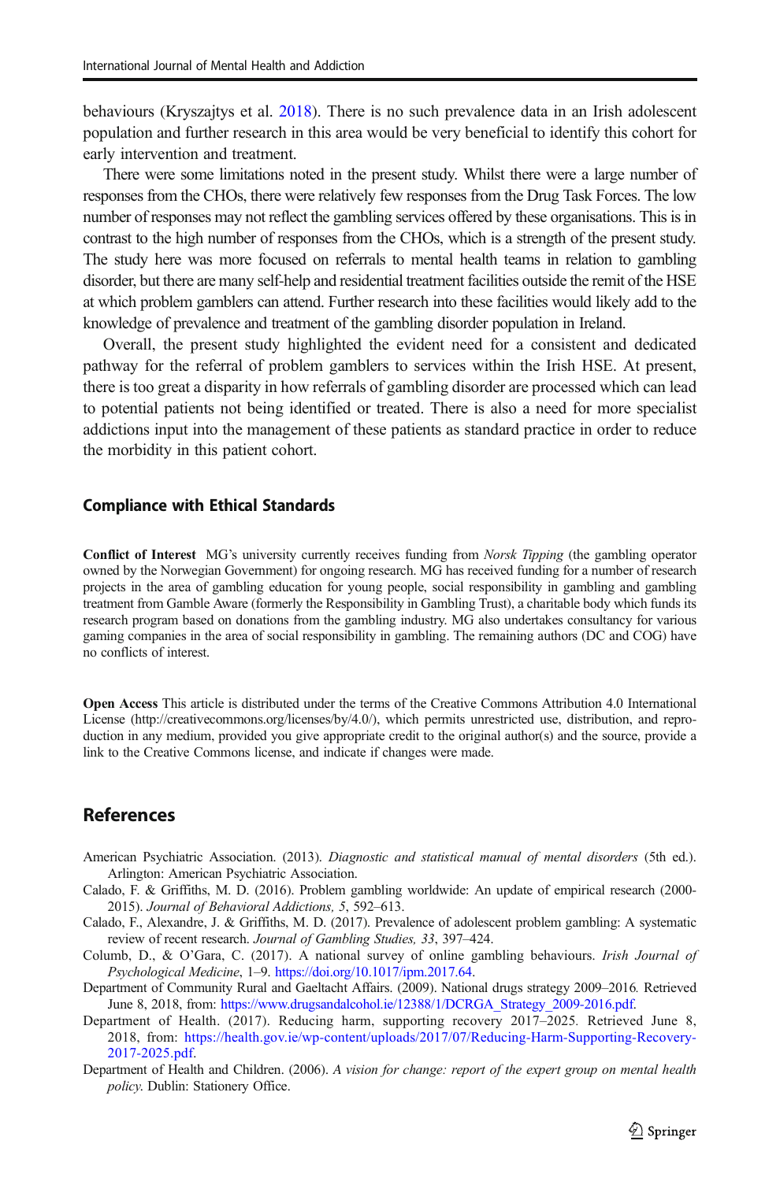behaviours (Kryszajtys et al. 2018). There is no such prevalence data in an Irish adolescent population and further research in this area would be very beneficial to identify this cohort for early intervention and treatment.

There were some limitations noted in the present study. Whilst there were a large number of responses from the CHOs, there were relatively few responses from the Drug Task Forces. The low number of responses may not reflect the gambling services offered by these organisations. This is in contrast to the high number of responses from the CHOs, which is a strength of the present study. The study here was more focused on referrals to mental health teams in relation to gambling disorder, but there are many self-help and residential treatment facilities outside the remit of the HSE at which problem gamblers can attend. Further research into these facilities would likely add to the knowledge of prevalence and treatment of the gambling disorder population in Ireland.

Overall, the present study highlighted the evident need for a consistent and dedicated pathway for the referral of problem gamblers to services within the Irish HSE. At present, there is too great a disparity in how referrals of gambling disorder are processed which can lead to potential patients not being identified or treated. There is also a need for more specialist addictions input into the management of these patients as standard practice in order to reduce the morbidity in this patient cohort.

## Compliance with Ethical Standards

**Conflict of Interest** MG's university currently receives funding from *Norsk Tipping* (the gambling operator owned by the Norwegian Government) for ongoing research. MG has received funding for a number of research projects in the area of gambling education for young people, social responsibility in gambling and gambling treatment from Gamble Aware (formerly the Responsibility in Gambling Trust), a charitable body which funds its research program based on donations from the gambling industry. MG also undertakes consultancy for various gaming companies in the area of social responsibility in gambling. The remaining authors (DC and COG) have no conflicts of interest.

**Open Access** This article is distributed under the terms of the Creative Commons Attribution 4.0 International License (http://creativecommons.org/licenses/by/4.0/), which permits unrestricted use, distribution, and reproduction in any medium, provided you give appropriate credit to the original author(s) and the source, provide a link to the Creative Commons license, and indicate if changes were made.

## References

American Psychiatric Association. (2013). *Diagnostic and statistical manual of mental disorders* (5th ed.). Arlington: American Psychiatric Association.

Calado, F. & Griffiths, M. D. (2016). Problem gambling worldwide: An update of empirical research (2000-2015). *Journal of Behavioral Addictions, 5*, 592–613.

Calado, F., Alexandre, J. & Griffiths, M. D. (2017). Prevalence of adolescent problem gambling: A systematic review of recent research. *Journal of Gambling Studies, 33*, 397–424.

Columb, D., & O'Gara, C. (2017). A national survey of online gambling behaviours. *Irish Journal of Psychological Medicine*, 1–9. https://doi.org/10.1017/ipm.2017.64.

Department of Community Rural and Gaeltacht Affairs. (2009). National drugs strategy 2009–2016. Retrieved June 8, 2018, from: https://www.drugsandalcohol.ie/12388/1/DCRGA_Strategy_2009-2016.pdf.

Department of Health. (2017). Reducing harm, supporting recovery 2017–2025. Retrieved June 8, 2018, from: https://health.gov.ie/wp-content/uploads/2017/07/Reducing-Harm-Supporting-Recovery-2017-2025.pdf.

Department of Health and Children. (2006). *A vision for change: report of the expert group on mental health policy*. Dublin: Stationery Office.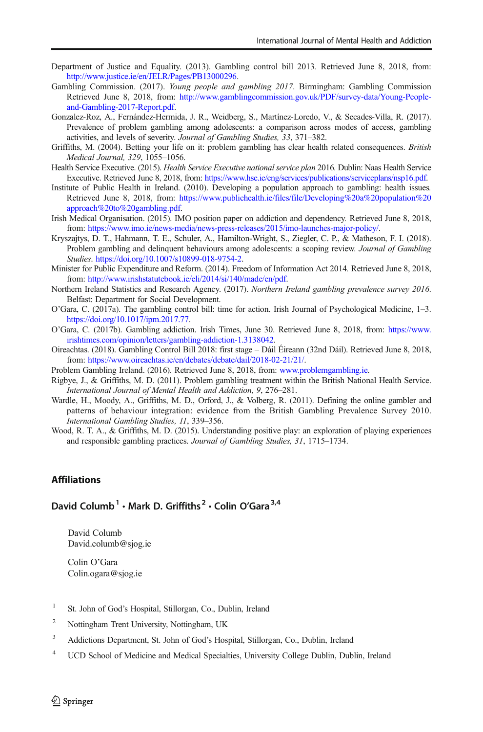Department of Justice and Equality. (2013). Gambling control bill 2013. Retrieved June 8, 2018, from: http://www.justice.ie/en/JELR/Pages/PB13000296.

Gambling Commission. (2017). *Young people and gambling 2017*. Birmingham: Gambling Commission Retrieved June 8, 2018, from: http://www.gamblingcommission.gov.uk/PDF/survey-data/Young-People-and-Gambling-2017-Report.pdf.

Gonzalez-Roz, A., Fernández-Hermida, J. R., Weidberg, S., Martínez-Loredo, V., & Secades-Villa, R. (2017). Prevalence of problem gambling among adolescents: a comparison across modes of access, gambling activities, and levels of severity. *Journal of Gambling Studies, 33*, 371–382.

Griffiths, M. (2004). Betting your life on it: problem gambling has clear health related consequences. *British Medical Journal, 329*, 1055–1056.

Health Service Executive. (2015). *Health Service Executive national service plan* 2016. Dublin: Naas Health Service Executive. Retrieved June 8, 2018, from: https://www.hse.ie/eng/services/publications/serviceplans/nsp16.pdf.

Institute of Public Health in Ireland. (2010). Developing a population approach to gambling: health issues. Retrieved June 8, 2018, from: https://www.publichealth.ie/files/file/Developing%20a%20population%20approach%20to%20gambling.pdf.

Irish Medical Organisation. (2015). IMO position paper on addiction and dependency. Retrieved June 8, 2018, from: https://www.imo.ie/news-media/news-press-releases/2015/imo-launches-major-policy/.

Kryszajtys, D. T., Hahmann, T. E., Schuler, A., Hamilton-Wright, S., Ziegler, C. P., & Matheson, F. I. (2018). Problem gambling and delinquent behaviours among adolescents: a scoping review. *Journal of Gambling Studies*. https://doi.org/10.1007/s10899-018-9754-2.

Minister for Public Expenditure and Reform. (2014). Freedom of Information Act 2014. Retrieved June 8, 2018, from: http://www.irishstatutebook.ie/eli/2014/si/140/made/en/pdf.

Northern Ireland Statistics and Research Agency. (2017). *Northern Ireland gambling prevalence survey 2016*. Belfast: Department for Social Development.

O'Gara, C. (2017a). The gambling control bill: time for action. Irish Journal of Psychological Medicine, 1–3. https://doi.org/10.1017/ipm.2017.77.

O'Gara, C. (2017b). Gambling addiction. Irish Times, June 30. Retrieved June 8, 2018, from: https://www.irishtimes.com/opinion/letters/gambling-addiction-1.3138042.

Oireachtas. (2018). Gambling Control Bill 2018: first stage – Dáil Éireann (32nd Dáil). Retrieved June 8, 2018, from: https://www.oireachtas.ie/en/debates/debate/dail/2018-02-21/21/.

Problem Gambling Ireland. (2016). Retrieved June 8, 2018, from: www.problemgambling.ie.

Rigbye, J., & Griffiths, M. D. (2011). Problem gambling treatment within the British National Health Service. *International Journal of Mental Health and Addiction, 9*, 276–281.

Wardle, H., Moody, A., Griffiths, M. D., Orford, J., & Volberg, R. (2011). Defining the online gambler and patterns of behaviour integration: evidence from the British Gambling Prevalence Survey 2010. *International Gambling Studies, 11*, 339–356.

Wood, R. T. A., & Griffiths, M. D. (2015). Understanding positive play: an exploration of playing experiences and responsible gambling practices. *Journal of Gambling Studies, 31*, 1715–1734.

## Affiliations

**David Columb[1] · Mark D. Griffiths[2] · Colin O'Gara[3,4]**

David Columb
David.columb@sjog.ie

Colin O'Gara
Colin.ogara@sjog.ie

[1] St. John of God's Hospital, Stillorgan, Co., Dublin, Ireland

[2] Nottingham Trent University, Nottingham, UK

[3] Addictions Department, St. John of God's Hospital, Stillorgan, Co., Dublin, Ireland

[4] UCD School of Medicine and Medical Specialties, University College Dublin, Dublin, Ireland